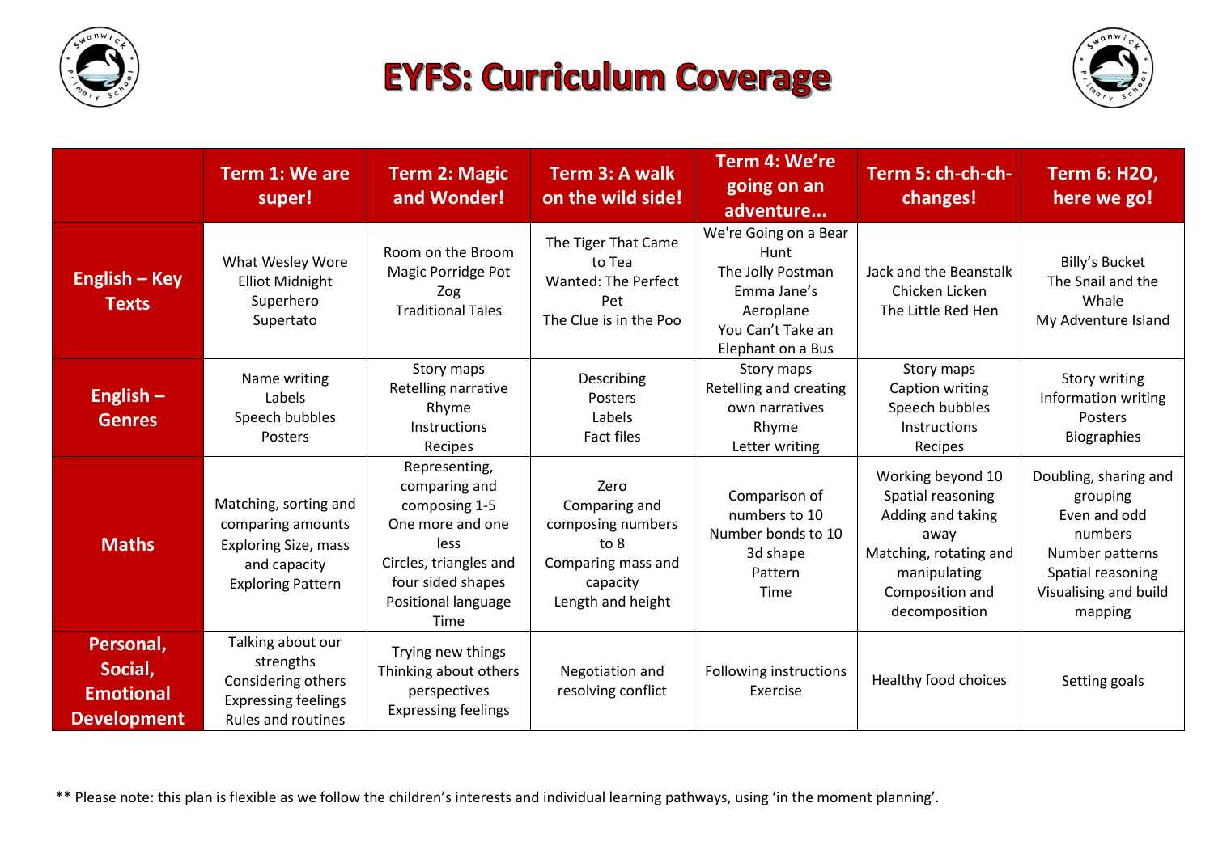# EYFS: Curriculum Coverage

| | Term 1: We are super! | Term 2: Magic and Wonder! | Term 3: A walk on the wild side! | Term 4: We're going on an adventure... | Term 5: ch-ch-ch-changes! | Term 6: H2O, here we go! |
|---|---|---|---|---|---|---|
| **English – Key Texts** | What Wesley Wore<br>Elliot Midnight<br>Superhero<br>Supertato | Room on the Broom<br>Magic Porridge Pot<br>Zog<br>Traditional Tales | The Tiger That Came to Tea<br>Wanted: The Perfect Pet<br>The Clue is in the Poo | We're Going on a Bear Hunt<br>The Jolly Postman<br>Emma Jane's Aeroplane<br>You Can't Take an Elephant on a Bus | Jack and the Beanstalk<br>Chicken Licken<br>The Little Red Hen | Billy's Bucket<br>The Snail and the Whale<br>My Adventure Island |
| **English – Genres** | Name writing<br>Labels<br>Speech bubbles<br>Posters | Story maps<br>Retelling narrative<br>Rhyme<br>Instructions<br>Recipes | Describing<br>Posters<br>Labels<br>Fact files | Story maps<br>Retelling and creating own narratives<br>Rhyme<br>Letter writing | Story maps<br>Caption writing<br>Speech bubbles<br>Instructions<br>Recipes | Story writing<br>Information writing<br>Posters<br>Biographies |
| **Maths** | Matching, sorting and comparing amounts<br>Exploring Size, mass and capacity<br>Exploring Pattern | Representing, comparing and composing 1-5<br>One more and one less<br>Circles, triangles and four sided shapes<br>Positional language<br>Time | Zero<br>Comparing and composing numbers to 8<br>Comparing mass and capacity<br>Length and height | Comparison of numbers to 10<br>Number bonds to 10<br>3d shape<br>Pattern<br>Time | Working beyond 10<br>Spatial reasoning<br>Adding and taking away<br>Matching, rotating and manipulating<br>Composition and decomposition | Doubling, sharing and grouping<br>Even and odd numbers<br>Number patterns<br>Spatial reasoning<br>Visualising and build mapping |
| **Personal, Social, Emotional Development** | Talking about our strengths<br>Considering others<br>Expressing feelings<br>Rules and routines | Trying new things<br>Thinking about others perspectives<br>Expressing feelings | Negotiation and resolving conflict | Following instructions<br>Exercise | Healthy food choices | Setting goals |

** Please note: this plan is flexible as we follow the children's interests and individual learning pathways, using 'in the moment planning'.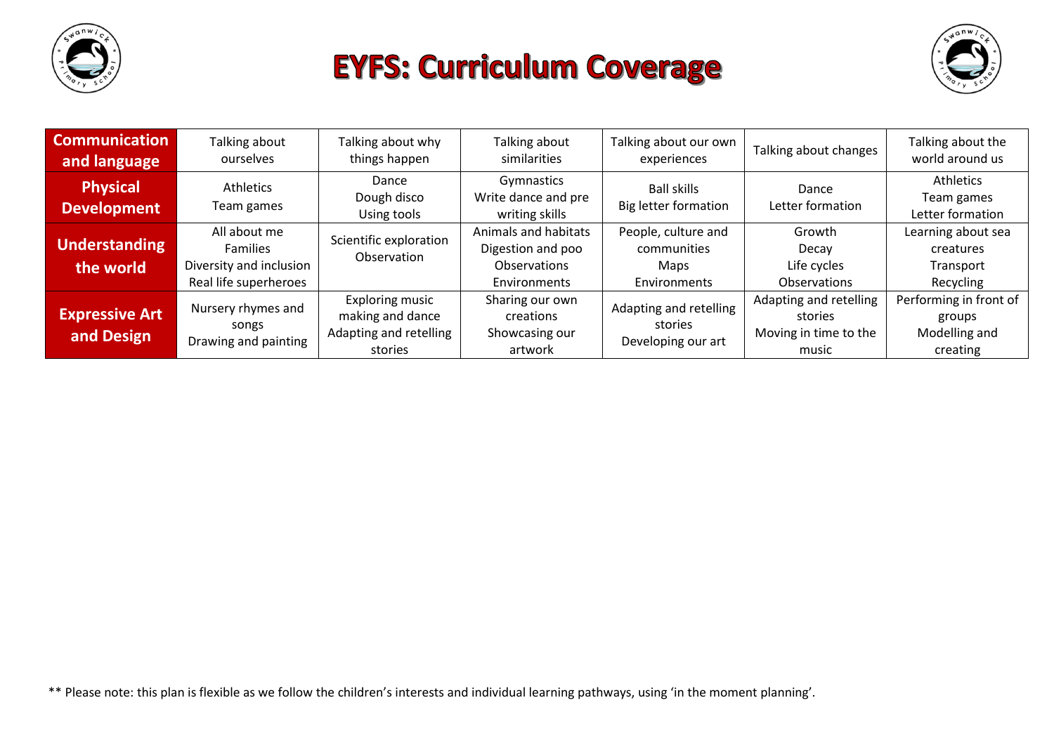# EYFS: Curriculum Coverage

| | | | | | | |
|---|---|---|---|---|---|---|
| **Communication and language** | Talking about ourselves | Talking about why things happen | Talking about similarities | Talking about our own experiences | Talking about changes | Talking about the world around us |
| **Physical Development** | Athletics<br>Team games | Dance<br>Dough disco<br>Using tools | Gymnastics<br>Write dance and pre writing skills | Ball skills<br>Big letter formation | Dance<br>Letter formation | Athletics<br>Team games<br>Letter formation |
| **Understanding the world** | All about me<br>Families<br>Diversity and inclusion<br>Real life superheroes | Scientific exploration<br>Observation | Animals and habitats<br>Digestion and poo<br>Observations<br>Environments | People, culture and communities<br>Maps<br>Environments | Growth<br>Decay<br>Life cycles<br>Observations | Learning about sea creatures<br>Transport<br>Recycling |
| **Expressive Art and Design** | Nursery rhymes and songs<br>Drawing and painting | Exploring music making and dance<br>Adapting and retelling stories | Sharing our own creations<br>Showcasing our artwork | Adapting and retelling stories<br>Developing our art | Adapting and retelling stories<br>Moving in time to the music | Performing in front of groups<br>Modelling and creating |

** Please note: this plan is flexible as we follow the children's interests and individual learning pathways, using 'in the moment planning'.